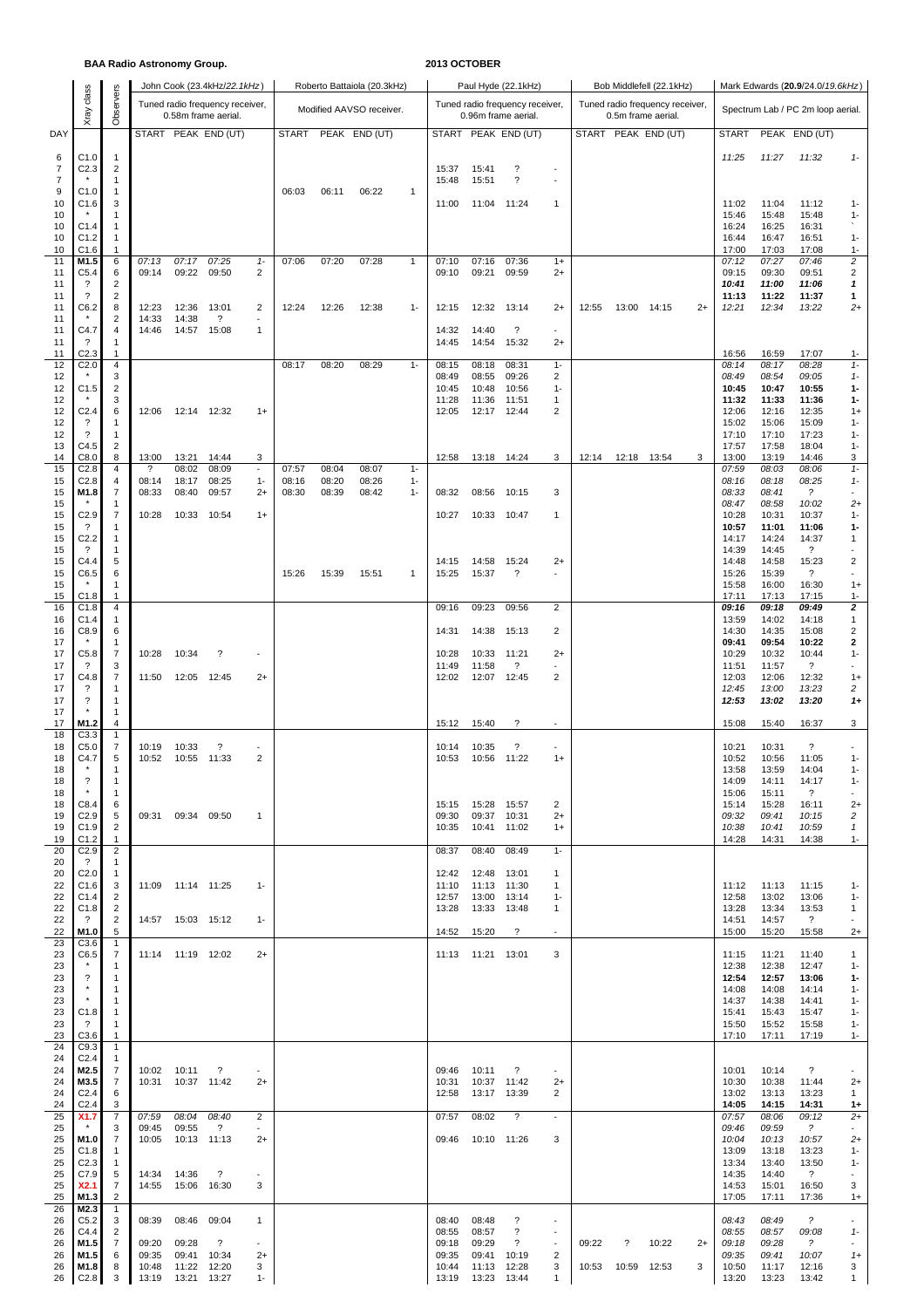**BAA Radio Astronomy Group.**

**2013 OCTOBER**

| DAY | Xray class | Observers | John Cook (23.4kHz/22.1kHz) | | | | Roberto Battaiola (20.3kHz) | | | | Paul Hyde (22.1kHz) | | | | Bob Middlefell (22.1kHz) | | | | Mark Edwards (20.9/24.0/19.6kHz) | | | |
|---|---|---|---|---|---|---|---|---|---|---|---|---|---|---|---|---|---|---|---|---|---|---|
| | | | Tuned radio frequency receiver, 0.58m frame aerial. | | | | Modified AAVSO receiver. | | | | Tuned radio frequency receiver, 0.96m frame aerial. | | | | Tuned radio frequency receiver, 0.5m frame aerial. | | | | Spectrum Lab / PC 2m loop aerial. | | | |
| DAY | | | START | PEAK | END (UT) | | START | PEAK | END (UT) | | START | PEAK | END (UT) | | START | PEAK | END (UT) | | START | PEAK | END (UT) | |
| 6 | C1.0 | 1 | | | | | | | | | | | | | | | | | 11:25 | 11:27 | 11:32 | 1- |
| 7 | C2.3 | 2 | | | | | | | | | 15:37 | 15:41 | ? | - | | | | | | | | |
| 7 | * | 1 | | | | | | | | | 15:48 | 15:51 | ? | - | | | | | | | | |
| 9 | C1.0 | 1 | | | | | 06:03 | 06:11 | 06:22 | 1 | | | | | | | | | | | | |
| 10 | C1.6 | 3 | | | | | | | | | 11:00 | 11:04 | 11:24 | 1 | | | | | 11:02 | 11:04 | 11:12 | 1- |
| 10 | * | 1 | | | | | | | | | | | | | | | | | 15:46 | 15:48 | 15:48 | 1- |
| 10 | C1.4 | 1 | | | | | | | | | | | | | | | | | 16:24 | 16:25 | 16:31 | ` |
| 10 | C1.2 | 1 | | | | | | | | | | | | | | | | | 16:44 | 16:47 | 16:51 | 1- |
| 10 | C1.6 | 1 | | | | | | | | | | | | | | | | | 17:00 | 17:03 | 17:08 | 1- |
| 11 | M1.5 | 6 | 07:13 | 07:17 | 07:25 | 1- | 07:06 | 07:20 | 07:28 | 1 | 07:10 | 07:16 | 07:36 | 1+ | | | | | 07:12 | 07:27 | 07:46 | 2 |
| 11 | C5.4 | 6 | 09:14 | 09:22 | 09:50 | 2 | | | | | 09:10 | 09:21 | 09:59 | 2+ | | | | | 09:15 | 09:30 | 09:51 | 2 |
| 11 | ? | 2 | | | | | | | | | | | | | | | | | 10:41 | 11:00 | 11:06 | 1 |
| 11 | ? | 2 | | | | | | | | | | | | | | | | | 11:13 | 11:22 | 11:37 | 1 |
| 11 | C6.2 | 8 | 12:23 | 12:36 | 13:01 | 2 | 12:24 | 12:26 | 12:38 | 1- | 12:15 | 12:32 | 13:14 | 2+ | 12:55 | 13:00 | 14:15 | 2+ | 12:21 | 12:34 | 13:22 | 2+ |
| 11 | * | 2 | 14:33 | 14:38 | ? | - | | | | | | | | | | | | | | | | |
| 11 | C4.7 | 4 | 14:46 | 14:57 | 15:08 | 1 | | | | | 14:32 | 14:40 | ? | - | | | | | | | | |
| 11 | ? | 1 | | | | | | | | | 14:45 | 14:54 | 15:32 | 2+ | | | | | | | | |
| 11 | C2.3 | 1 | | | | | | | | | | | | | | | | | 16:56 | 16:59 | 17:07 | 1- |
| 12 | C2.0 | 4 | | | | | 08:17 | 08:20 | 08:29 | 1- | 08:15 | 08:18 | 08:31 | 1- | | | | | 08:14 | 08:17 | 08:28 | 1- |
| 12 | * | 3 | | | | | | | | | 08:49 | 08:55 | 09:26 | 2 | | | | | 08:49 | 08:54 | 09:05 | 1- |
| 12 | C1.5 | 2 | | | | | | | | | 10:45 | 10:48 | 10:56 | 1- | | | | | 10:45 | 10:47 | 10:55 | 1- |
| 12 | * | 3 | | | | | | | | | 11:28 | 11:36 | 11:51 | 1 | | | | | 11:32 | 11:33 | 11:36 | 1- |
| 12 | C2.4 | 6 | 12:06 | 12:14 | 12:32 | 1+ | | | | | 12:05 | 12:17 | 12:44 | 2 | | | | | 12:06 | 12:16 | 12:35 | 1+ |
| 12 | ? | 1 | | | | | | | | | | | | | | | | | 15:02 | 15:06 | 15:09 | 1- |
| 12 | ? | 1 | | | | | | | | | | | | | | | | | 17:10 | 17:10 | 17:23 | 1- |
| 13 | C4.5 | 2 | | | | | | | | | | | | | | | | | 17:57 | 17:58 | 18:04 | 1- |
| 14 | C8.0 | 8 | 13:00 | 13:21 | 14:44 | 3 | | | | | 12:58 | 13:18 | 14:24 | 3 | 12:14 | 12:18 | 13:54 | 3 | 13:00 | 13:19 | 14:46 | 3 |
| 15 | C2.8 | 4 | ? | 08:02 | 08:09 | - | 07:57 | 08:04 | 08:07 | 1- | | | | | | | | | 07:59 | 08:03 | 08:06 | 1- |
| 15 | C2.8 | 6 | 08:14 | 18:17 | 08:25 | 1- | 08:16 | 08:20 | 08:26 | 1- | | | | | | | | | 08:16 | 08:18 | 08:25 | 1- |
| 15 | M1.8 | 7 | 08:33 | 08:40 | 09:57 | 2+ | 08:30 | 08:39 | 08:42 | 1- | 08:32 | 08:56 | 10:15 | 3 | | | | | 08:33 | 08:41 | ? | - |
| 15 | * | 1 | | | | | | | | | | | | | | | | | 08:47 | 08:58 | 10:02 | 2+ |
| 15 | C2.9 | 7 | 10:28 | 10:33 | 10:54 | 1+ | | | | | 10:27 | 10:33 | 10:47 | 1 | | | | | 10:28 | 10:31 | 10:37 | 1- |
| 15 | ? | 1 | | | | | | | | | | | | | | | | | 10:57 | 11:01 | 11:06 | 1- |
| 15 | C2.2 | 1 | | | | | | | | | | | | | | | | | 14:17 | 14:24 | 14:37 | 1 |
| 15 | ? | 1 | | | | | | | | | | | | | | | | | 14:39 | 14:45 | ? | - |
| 15 | C4.4 | 5 | | | | | | | | | 14:15 | 14:58 | 15:24 | 2+ | | | | | 14:48 | 14:58 | 15:23 | 2 |
| 15 | C6.5 | 6 | | | | | 15:26 | 15:39 | 15:51 | 1 | 15:25 | 15:37 | ? | - | | | | | 15:26 | 15:39 | ? | - |
| 15 | * | 1 | | | | | | | | | | | | | | | | | 15:58 | 16:00 | 16:30 | 1+ |
| 15 | C1.8 | 1 | | | | | | | | | | | | | | | | | 17:11 | 17:13 | 17:15 | 1- |
| 16 | C1.8 | 4 | | | | | | | | | 09:16 | 09:23 | 09:56 | 2 | | | | | 09:16 | 09:18 | 09:49 | 2 |
| 16 | C1.4 | 1 | | | | | | | | | | | | | | | | | 13:59 | 14:02 | 14:18 | 1 |
| 16 | C8.9 | 6 | | | | | | | | | 14:31 | 14:38 | 15:13 | 2 | | | | | 14:30 | 14:35 | 15:08 | 2 |
| 17 | * | 1 | | | | | | | | | | | | | | | | | 09:41 | 09:54 | 10:22 | 2 |
| 17 | C5.8 | 7 | 10:28 | 10:34 | ? | - | | | | | 10:28 | 10:33 | 11:21 | 2+ | | | | | 10:29 | 10:32 | 10:44 | 1- |
| 17 | ? | 3 | | | | | | | | | 11:49 | 11:58 | ? | - | | | | | 11:51 | 11:57 | ? | - |
| 17 | C4.8 | 7 | 11:50 | 12:05 | 12:45 | 2+ | | | | | 12:02 | 12:07 | 12:45 | 2 | | | | | 12:03 | 12:06 | 12:32 | 1+ |
| 17 | ? | 1 | | | | | | | | | | | | | | | | | 12:45 | 13:00 | 13:23 | 2 |
| 17 | ? | 1 | | | | | | | | | | | | | | | | | 12:53 | 13:02 | 13:20 | 1+ |
| 17 | * | 1 | | | | | | | | | | | | | | | | | | | | |
| 17 | M1.2 | 4 | | | | | | | | | 15:12 | 15:40 | ? | - | | | | | 15:08 | 15:40 | 16:37 | 3 |
| 18 | C3.3 | 1 | | | | | | | | | | | | | | | | | | | | |
| 18 | C5.0 | 7 | 10:19 | 10:33 | ? | - | | | | | 10:14 | 10:35 | ? | - | | | | | 10:21 | 10:31 | ? | - |
| 18 | C4.7 | 5 | 10:52 | 10:55 | 11:33 | 2 | | | | | 10:53 | 10:56 | 11:22 | 1+ | | | | | 10:52 | 10:56 | 11:05 | 1- |
| 18 | * | 1 | | | | | | | | | | | | | | | | | 13:58 | 13:59 | 14:04 | 1- |
| 18 | ? | 1 | | | | | | | | | | | | | | | | | 14:09 | 14:11 | 14:17 | 1- |
| 18 | * | 1 | | | | | | | | | | | | | | | | | 15:06 | 15:11 | ? | - |
| 18 | C8.4 | 6 | | | | | | | | | 15:15 | 15:28 | 15:57 | 2 | | | | | 15:14 | 15:28 | 16:11 | 2+ |
| 19 | C2.9 | 5 | 09:31 | 09:34 | 09:50 | 1 | | | | | 09:30 | 09:37 | 10:31 | 2+ | | | | | 09:32 | 09:41 | 10:15 | 2 |
| 19 | C1.9 | 2 | | | | | | | | | 10:35 | 10:41 | 11:02 | 1+ | | | | | 10:38 | 10:41 | 10:59 | 1 |
| 19 | C1.2 | 1 | | | | | | | | | | | | | | | | | 14:28 | 14:31 | 14:38 | 1- |
| 20 | C2.9 | 2 | | | | | | | | | 08:37 | 08:40 | 08:49 | 1- | | | | | | | | |
| 20 | ? | 1 | | | | | | | | | | | | | | | | | | | | |
| 20 | C2.0 | 1 | | | | | | | | | 12:42 | 12:48 | 13:01 | 1 | | | | | | | | |
| 22 | C1.6 | 3 | 11:09 | 11:14 | 11:25 | 1- | | | | | 11:10 | 11:13 | 11:30 | 1 | | | | | 11:12 | 11:13 | 11:15 | 1- |
| 22 | C1.4 | 2 | | | | | | | | | 12:57 | 13:00 | 13:14 | 1- | | | | | 12:58 | 13:02 | 13:06 | 1- |
| 22 | C1.8 | 2 | | | | | | | | | 13:28 | 13:33 | 13:48 | 1 | | | | | 13:28 | 13:34 | 13:53 | 1 |
| 22 | ? | 2 | 14:57 | 15:03 | 15:12 | 1- | | | | | | | | | | | | | 14:51 | 14:57 | ? | - |
| 22 | M1.0 | 5 | | | | | | | | | 14:52 | 15:20 | ? | - | | | | | 15:00 | 15:20 | 15:58 | 2+ |
| 23 | C3.6 | 1 | | | | | | | | | | | | | | | | | | | | |
| 23 | C6.5 | 7 | 11:14 | 11:19 | 12:02 | 2+ | | | | | 11:13 | 11:21 | 13:01 | 3 | | | | | 11:15 | 11:21 | 11:40 | 1 |
| 23 | * | 1 | | | | | | | | | | | | | | | | | 12:38 | 12:38 | 12:47 | 1- |
| 23 | ? | 1 | | | | | | | | | | | | | | | | | 12:54 | 12:57 | 13:06 | 1- |
| 23 | * | 1 | | | | | | | | | | | | | | | | | 14:08 | 14:08 | 14:14 | 1- |
| 23 | * | 1 | | | | | | | | | | | | | | | | | 14:37 | 14:38 | 14:41 | 1- |
| 23 | C1.8 | 1 | | | | | | | | | | | | | | | | | 15:41 | 15:43 | 15:47 | 1- |
| 23 | ? | 1 | | | | | | | | | | | | | | | | | 15:50 | 15:52 | 15:58 | 1- |
| 23 | C3.6 | 1 | | | | | | | | | | | | | | | | | 17:10 | 17:11 | 17:19 | 1- |
| 24 | C9.3 | 1 | | | | | | | | | | | | | | | | | | | | |
| 24 | C2.4 | 1 | | | | | | | | | | | | | | | | | | | | |
| 24 | M2.5 | 7 | 10:02 | 10:11 | ? | - | | | | | 09:46 | 10:11 | ? | - | | | | | 10:01 | 10:14 | ? | - |
| 24 | M3.5 | 7 | 10:31 | 10:37 | 11:42 | 2+ | | | | | 10:31 | 10:37 | 11:42 | 2+ | | | | | 10:30 | 10:38 | 11:44 | 2+ |
| 24 | C2.4 | 6 | | | | | | | | | 12:58 | 13:17 | 13:39 | 2 | | | | | 13:02 | 13:13 | 13:23 | 1 |
| 24 | C2.4 | 3 | | | | | | | | | | | | | | | | | 14:05 | 14:15 | 14:31 | 1+ |
| 25 | X1.7 | 7 | 07:59 | 08:04 | 08:40 | 2 | | | | | 07:57 | 08:02 | ? | - | | | | | 07:57 | 08:06 | 09:12 | 2+ |
| 25 | * | 3 | 09:45 | 09:55 | ? | - | | | | | | | | | | | | | 09:46 | 09:59 | ? | - |
| 25 | M1.0 | 7 | 10:05 | 10:13 | 11:13 | 2+ | | | | | 09:46 | 10:10 | 11:26 | 3 | | | | | 10:04 | 10:13 | 10:57 | 2+ |
| 25 | C1.8 | 1 | | | | | | | | | | | | | | | | | 13:09 | 13:18 | 13:23 | 1- |
| 25 | C2.3 | 1 | | | | | | | | | | | | | | | | | 13:34 | 13:40 | 13:50 | 1- |
| 25 | C7.9 | 5 | 14:34 | 14:36 | ? | - | | | | | | | | | | | | | 14:35 | 14:40 | ? | - |
| 25 | X2.1 | 7 | 14:55 | 15:06 | 16:30 | 3 | | | | | | | | | | | | | 14:53 | 15:01 | 16:50 | 3 |
| 25 | M1.3 | 2 | | | | | | | | | | | | | | | | | 17:05 | 17:11 | 17:36 | 1+ |
| 26 | M2.3 | 1 | | | | | | | | | | | | | | | | | | | | |
| 26 | C5.2 | 3 | 08:39 | 08:46 | 09:04 | 1 | | | | | 08:40 | 08:48 | ? | - | | | | | 08:43 | 08:49 | ? | - |
| 26 | C4.4 | 2 | | | | | | | | | 08:55 | 08:57 | ? | - | | | | | 08:55 | 08:57 | 09:08 | 1- |
| 26 | M1.5 | 7 | 09:20 | 09:28 | ? | - | | | | | 09:18 | 09:29 | ? | - | 09:22 | ? | 10:22 | 2+ | 09:18 | 09:28 | ? | - |
| 26 | M1.5 | 6 | 09:35 | 09:41 | 10:34 | 2+ | | | | | 09:35 | 09:41 | 10:19 | 2 | | | | | 09:35 | 09:41 | 10:07 | 1+ |
| 26 | M1.8 | 8 | 10:48 | 11:22 | 12:20 | 3 | | | | | 10:44 | 11:13 | 12:28 | 3 | 10:53 | 10:59 | 12:53 | 3 | 10:50 | 11:17 | 12:16 | 3 |
| 26 | C2.8 | 3 | 13:19 | 13:21 | 13:27 | 1- | | | | | 13:19 | 13:23 | 13:44 | 1 | | | | | 13:20 | 13:23 | 13:42 | 1 |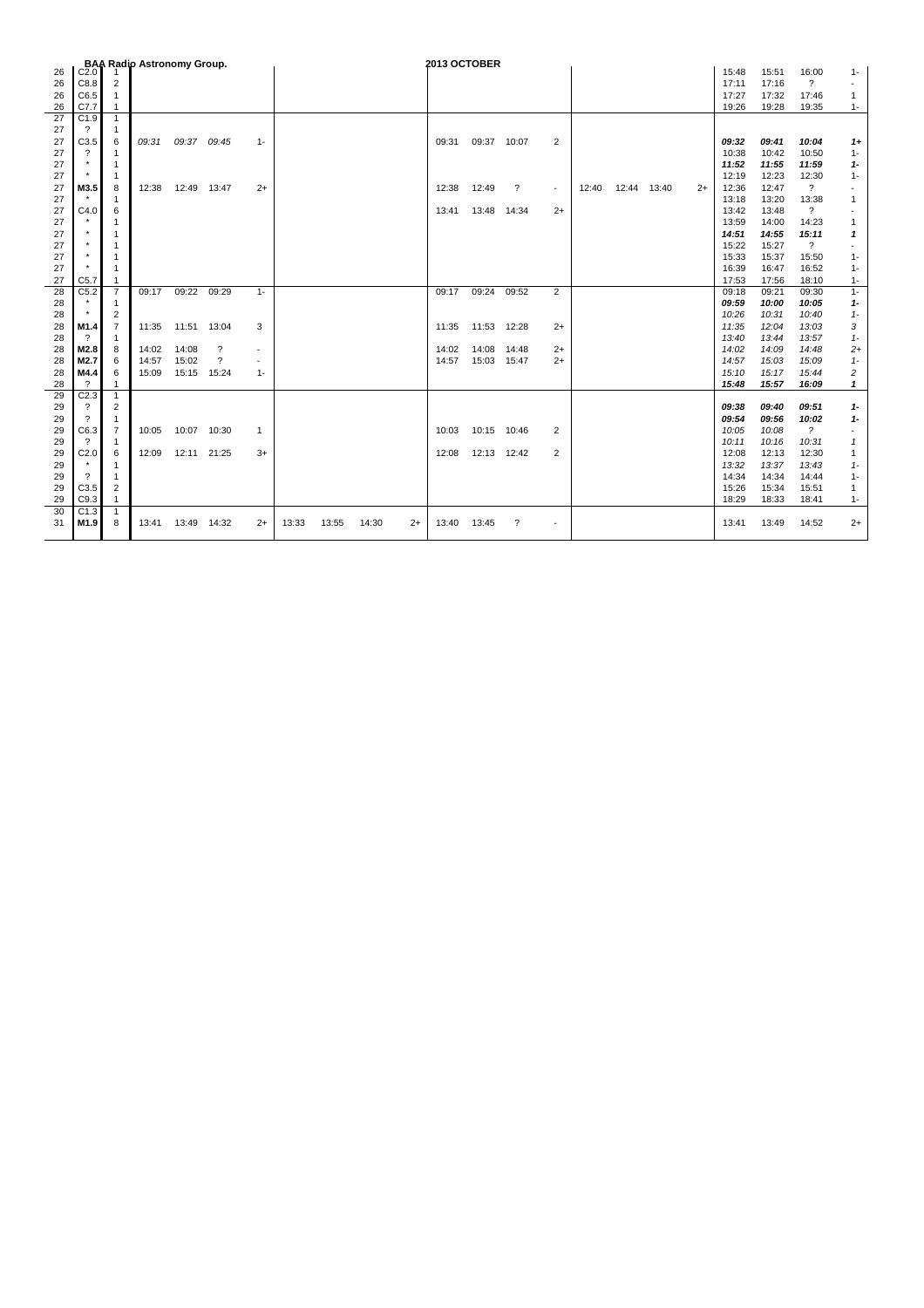| | | | | | | | | | | | | | | | | | | | | | | |
|---|---|---|---|---|---|---|---|---|---|---|---|---|---|---|---|---|---|---|---|---|---|---|
| 26 | C2.0 | 1 | | | | | | | | | | | | | | | | | 15:48 | 15:51 | 16:00 | 1- |
| 26 | C8.8 | 2 | | | | | | | | | | | | | | | | | 17:11 | 17:16 | ? | - |
| 26 | C6.5 | 1 | | | | | | | | | | | | | | | | | 17:27 | 17:32 | 17:46 | 1 |
| 26 | C7.7 | 1 | | | | | | | | | | | | | | | | | 19:26 | 19:28 | 19:35 | 1- |
| 27 | C1.9 | 1 | | | | | | | | | | | | | | | | | | | | |
| 27 | ? | 1 | | | | | | | | | | | | | | | | | | | | |
| 27 | C3.5 | 6 | *09:31* | *09:37* | *09:45* | 1- | | | | | 09:31 | 09:37 | 10:07 | 2 | | | | | ***09:32*** | ***09:41*** | ***10:04*** | ***1+*** |
| 27 | ? | 1 | | | | | | | | | | | | | | | | | 10:38 | 10:42 | 10:50 | 1- |
| 27 | * | 1 | | | | | | | | | | | | | | | | | ***11:52*** | ***11:55*** | ***11:59*** | ***1-*** |
| 27 | * | 1 | | | | | | | | | | | | | | | | | 12:19 | 12:23 | 12:30 | 1- |
| 27 | **M3.5** | 8 | 12:38 | 12:49 | 13:47 | 2+ | | | | | 12:38 | 12:49 | ? | - | 12:40 | 12:44 | 13:40 | 2+ | 12:36 | 12:47 | ? | - |
| 27 | * | 1 | | | | | | | | | | | | | | | | | 13:18 | 13:20 | 13:38 | 1 |
| 27 | C4.0 | 6 | | | | | | | | | 13:41 | 13:48 | 14:34 | 2+ | | | | | 13:42 | 13:48 | ? | - |
| 27 | * | 1 | | | | | | | | | | | | | | | | | 13:59 | 14:00 | 14:23 | 1 |
| 27 | * | 1 | | | | | | | | | | | | | | | | | ***14:51*** | ***14:55*** | ***15:11*** | ***1*** |
| 27 | * | 1 | | | | | | | | | | | | | | | | | 15:22 | 15:27 | ? | - |
| 27 | * | 1 | | | | | | | | | | | | | | | | | 15:33 | 15:37 | 15:50 | 1- |
| 27 | * | 1 | | | | | | | | | | | | | | | | | 16:39 | 16:47 | 16:52 | 1- |
| 27 | C5.7 | 1 | | | | | | | | | | | | | | | | | 17:53 | 17:56 | 18:10 | 1- |
| 28 | C5.2 | 7 | 09:17 | 09:22 | 09:29 | 1- | | | | | 09:17 | 09:24 | 09:52 | 2 | | | | | 09:18 | 09:21 | 09:30 | 1- |
| 28 | * | 1 | | | | | | | | | | | | | | | | | ***09:59*** | ***10:00*** | ***10:05*** | ***1-*** |
| 28 | * | 2 | | | | | | | | | | | | | | | | | *10:26* | *10:31* | *10:40* | *1-* |
| 28 | **M1.4** | 7 | 11:35 | 11:51 | 13:04 | 3 | | | | | 11:35 | 11:53 | 12:28 | 2+ | | | | | *11:35* | *12:04* | *13:03* | *3* |
| 28 | ? | 1 | | | | | | | | | | | | | | | | | *13:40* | *13:44* | *13:57* | *1-* |
| 28 | **M2.8** | 8 | 14:02 | 14:08 | ? | - | | | | | 14:02 | 14:08 | 14:48 | 2+ | | | | | *14:02* | *14:09* | *14:48* | *2+* |
| 28 | **M2.7** | 6 | 14:57 | 15:02 | ? | - | | | | | 14:57 | 15:03 | 15:47 | 2+ | | | | | *14:57* | *15:03* | *15:09* | *1-* |
| 28 | **M4.4** | 6 | 15:09 | 15:15 | 15:24 | 1- | | | | | | | | | | | | | *15:10* | *15:17* | *15:44* | *2* |
| 28 | ? | 1 | | | | | | | | | | | | | | | | | ***15:48*** | ***15:57*** | ***16:09*** | ***1*** |
| 29 | C2.3 | 1 | | | | | | | | | | | | | | | | | | | | |
| 29 | ? | 2 | | | | | | | | | | | | | | | | | ***09:38*** | ***09:40*** | ***09:51*** | ***1-*** |
| 29 | ? | 1 | | | | | | | | | | | | | | | | | ***09:54*** | ***09:56*** | ***10:02*** | ***1-*** |
| 29 | C6.3 | 7 | 10:05 | 10:07 | 10:30 | 1 | | | | | 10:03 | 10:15 | 10:46 | 2 | | | | | *10:05* | *10:08* | *?* | - |
| 29 | ? | 1 | | | | | | | | | | | | | | | | | *10:11* | *10:16* | *10:31* | *1* |
| 29 | C2.0 | 6 | 12:09 | 12:11 | 21:25 | 3+ | | | | | 12:08 | 12:13 | 12:42 | 2 | | | | | 12:08 | 12:13 | 12:30 | 1 |
| 29 | * | 1 | | | | | | | | | | | | | | | | | *13:32* | *13:37* | *13:43* | *1-* |
| 29 | ? | 1 | | | | | | | | | | | | | | | | | 14:34 | 14:34 | 14:44 | 1- |
| 29 | C3.5 | 2 | | | | | | | | | | | | | | | | | 15:26 | 15:34 | 15:51 | 1 |
| 29 | C9.3 | 1 | | | | | | | | | | | | | | | | | 18:29 | 18:33 | 18:41 | 1- |
| 30 | C1.3 | 1 | | | | | | | | | | | | | | | | | | | | |
| 31 | **M1.9** | 8 | 13:41 | 13:49 | 14:32 | 2+ | 13:33 | 13:55 | 14:30 | 2+ | 13:40 | 13:45 | ? | - | | | | | 13:41 | 13:49 | 14:52 | 2+ |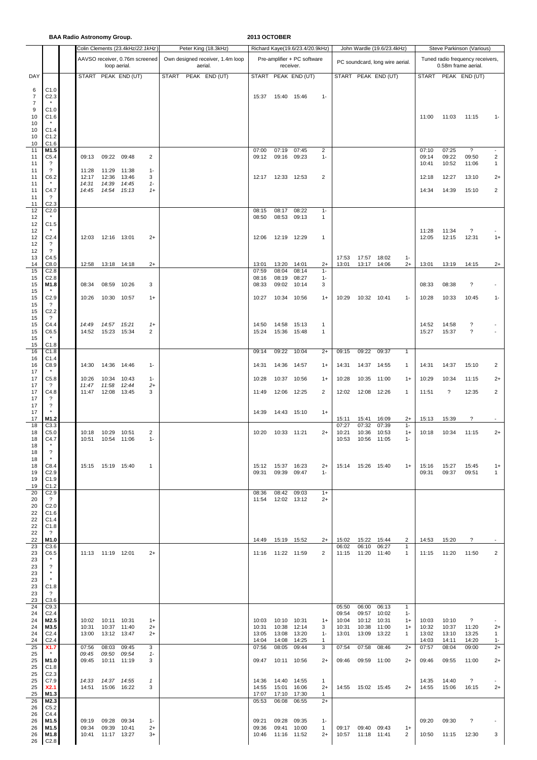**BAA Radio Astronomy Group.**

**2013 OCTOBER**

| DAY | | Colin Clements (23.4kHz/22.1kHz) AAVSO receiver, 0.76m screened loop aerial. START | PEAK | END (UT) | | Peter King (18.3kHz) Own designed receiver, 1.4m loop aerial. START | PEAK | END (UT) | Richard Kaye(19.6/23.4/20.9kHz) Pre-amplifier + PC software receiver. START | PEAK | END (UT) | | John Wardle (19.6/23.4kHz) PC soundcard, long wire aerial. START | PEAK | END (UT) | | Steve Parkinson (Various) Tuned radio frequency receivers, 0.58m frame aerial. START | PEAK | END (UT) | |
|---|---|---|---|---|---|---|---|---|---|---|---|---|---|---|---|---|---|---|---|---|---|
| 6 | C1.0 | | | | | | | | | | | | | | | | | | | | |
| 7 | C2.3 | | | | | | | | 15:37 | 15:40 | 15:46 | 1- | | | | | | | | | |
| 7 | * | | | | | | | | | | | | | | | | | | | | |
| 9 | C1.0 | | | | | | | | | | | | | | | | | | | | |
| 10 | C1.6 | | | | | | | | | | | | | | | | 11:00 | 11:03 | 11:15 | 1- |
| 10 | * | | | | | | | | | | | | | | | | | | | | |
| 10 | C1.4 | | | | | | | | | | | | | | | | | | | | |
| 10 | C1.2 | | | | | | | | | | | | | | | | | | | | |
| 10 | C1.6 | | | | | | | | | | | | | | | | | | | | |
| 11 | **M1.5** | | | | | | | | 07:00 | 07:19 | 07:45 | 2 | | | | | 07:10 | 07:25 | ? | - |
| 11 | C5.4 | 09:13 | 09:22 | 09:48 | 2 | | | | 09:12 | 09:16 | 09:23 | 1- | | | | | 09:14 | 09:22 | 09:50 | 2 |
| 11 | ? | | | | | | | | | | | | | | | | 10:41 | 10:52 | 11:06 | 1 |
| 11 | ? | 11:28 | 11:29 | 11:38 | 1- | | | | | | | | | | | | | | | |
| 11 | C6.2 | 12:17 | 12:36 | 13:46 | 3 | | | | 12:17 | 12:33 | 12:53 | 2 | | | | | 12:18 | 12:27 | 13:10 | 2+ |
| 11 | * | *14:31* | *14:39* | *14:45* | *1-* | | | | | | | | | | | | | | | |
| 11 | C4.7 | *14:45* | *14:54* | *15:13* | *1+* | | | | | | | | | | | | 14:34 | 14:39 | 15:10 | 2 |
| 11 | ? | | | | | | | | | | | | | | | | | | | |
| 11 | C2.3 | | | | | | | | | | | | | | | | | | | |
| 12 | C2.0 | | | | | | | | 08:15 | 08:17 | 08:22 | 1- | | | | | | | | |
| 12 | * | | | | | | | | 08:50 | 08:53 | 09:13 | 1 | | | | | | | | |
| 12 | C1.5 | | | | | | | | | | | | | | | | | | | |
| 12 | * | | | | | | | | | | | | | | | | 11:28 | 11:34 | ? | - |
| 12 | C2.4 | 12:03 | 12:16 | 13:01 | 2+ | | | | 12:06 | 12:19 | 12:29 | 1 | | | | | 12:05 | 12:15 | 12:31 | 1+ |
| 12 | ? | | | | | | | | | | | | | | | | | | | |
| 12 | ? | | | | | | | | | | | | | | | | | | | |
| 13 | C4.5 | | | | | | | | | | | | 17:53 | 17:57 | 18:02 | 1- | | | | |
| 14 | C8.0 | 12:58 | 13:18 | 14:18 | 2+ | | | | 13:01 | 13:20 | 14:01 | 2+ | 13:01 | 13:17 | 14:06 | 2+ | 13:01 | 13:19 | 14:15 | 2+ |
| 15 | C2.8 | | | | | | | | 07:59 | 08:04 | 08:14 | 1- | | | | | | | | |
| 15 | C2.8 | | | | | | | | 08:16 | 08:19 | 08:27 | 1- | | | | | | | | |
| 15 | **M1.8** | 08:34 | 08:59 | 10:26 | 3 | | | | 08:33 | 09:02 | 10:14 | 3 | | | | | 08:33 | 08:38 | ? | - |
| 15 | * | | | | | | | | | | | | | | | | | | | |
| 15 | C2.9 | 10:26 | 10:30 | 10:57 | 1+ | | | | 10:27 | 10:34 | 10:56 | 1+ | 10:29 | 10:32 | 10:41 | 1- | 10:28 | 10:33 | 10:45 | 1- |
| 15 | ? | | | | | | | | | | | | | | | | | | | |
| 15 | C2.2 | | | | | | | | | | | | | | | | | | | |
| 15 | ? | | | | | | | | | | | | | | | | | | | |
| 15 | C4.4 | *14:49* | *14:57* | *15:21* | *1+* | | | | 14:50 | 14:58 | 15:13 | 1 | | | | | 14:52 | 14:58 | ? | - |
| 15 | C6.5 | 14:52 | 15:23 | 15:34 | 2 | | | | 15:24 | 15:36 | 15:48 | 1 | | | | | 15:27 | 15:37 | ? | - |
| 15 | * | | | | | | | | | | | | | | | | | | | |
| 15 | C1.8 | | | | | | | | | | | | | | | | | | | |
| 16 | C1.8 | | | | | | | | 09:14 | 09:22 | 10:04 | 2+ | 09:15 | 09:22 | 09:37 | 1 | | | | |
| 16 | C1.4 | | | | | | | | | | | | | | | | | | | |
| 16 | C8.9 | 14:30 | 14:36 | 14:46 | 1- | | | | 14:31 | 14:36 | 14:57 | 1+ | 14:31 | 14:37 | 14:55 | 1 | 14:31 | 14:37 | 15:10 | 2 |
| 17 | * | | | | | | | | | | | | | | | | | | | |
| 17 | C5.8 | 10:26 | 10:34 | 10:43 | 1- | | | | 10:28 | 10:37 | 10:56 | 1+ | 10:28 | 10:35 | 11:00 | 1+ | 10:29 | 10:34 | 11:15 | 2+ |
| 17 | ? | *11:47* | *11:58* | *12:44* | *2+* | | | | | | | | | | | | | | | |
| 17 | C4.8 | 11:47 | 12:08 | 13:45 | 3 | | | | 11:49 | 12:06 | 12:25 | 2 | 12:02 | 12:08 | 12:26 | 1 | 11:51 | ? | 12:35 | 2 |
| 17 | ? | | | | | | | | | | | | | | | | | | | |
| 17 | ? | | | | | | | | | | | | | | | | | | | |
| 17 | * | | | | | | | | 14:39 | 14:43 | 15:10 | 1+ | | | | | | | | |
| 17 | **M1.2** | | | | | | | | | | | | 15:11 | 15:41 | 16:09 | 2+ | 15:13 | 15:39 | ? | - |
| 18 | C3.3 | | | | | | | | | | | | 07:27 | 07:32 | 07:39 | 1- | | | | |
| 18 | C5.0 | 10:18 | 10:29 | 10:51 | 2 | | | | 10:20 | 10:33 | 11:21 | 2+ | 10:21 | 10:36 | 10:53 | 1+ | 10:18 | 10:34 | 11:15 | 2+ |
| 18 | C4.7 | 10:51 | 10:54 | 11:06 | 1- | | | | | | | | 10:53 | 10:56 | 11:05 | 1- | | | | |
| 18 | * | | | | | | | | | | | | | | | | | | | |
| 18 | ? | | | | | | | | | | | | | | | | | | | |
| 18 | * | | | | | | | | | | | | | | | | | | | |
| 18 | C8.4 | 15:15 | 15:19 | 15:40 | 1 | | | | 15:12 | 15:37 | 16:23 | 2+ | 15:14 | 15:26 | 15:40 | 1+ | 15:16 | 15:27 | 15:45 | 1+ |
| 19 | C2.9 | | | | | | | | 09:31 | 09:39 | 09:47 | 1- | | | | | 09:31 | 09:37 | 09:51 | 1 |
| 19 | C1.9 | | | | | | | | | | | | | | | | | | | |
| 19 | C1.2 | | | | | | | | | | | | | | | | | | | |
| 20 | C2.9 | | | | | | | | 08:36 | 08:42 | 09:03 | 1+ | | | | | | | | |
| 20 | ? | | | | | | | | 11:54 | 12:02 | 13:12 | 2+ | | | | | | | | |
| 20 | C2.0 | | | | | | | | | | | | | | | | | | | |
| 22 | C1.6 | | | | | | | | | | | | | | | | | | | |
| 22 | C1.4 | | | | | | | | | | | | | | | | | | | |
| 22 | C1.8 | | | | | | | | | | | | | | | | | | | |
| 22 | ? | | | | | | | | | | | | | | | | | | | |
| 22 | **M1.0** | | | | | | | | 14:49 | 15:19 | 15:52 | 2+ | 15:02 | 15:22 | 15:44 | 2 | 14:53 | 15:20 | ? | - |
| 23 | C3.6 | | | | | | | | | | | | 06:02 | 06:10 | 06:27 | 1 | | | | |
| 23 | C6.5 | 11:13 | 11:19 | 12:01 | 2+ | | | | 11:16 | 11:22 | 11:59 | 2 | 11:15 | 11:20 | 11:40 | 1 | 11:15 | 11:20 | 11:50 | 2 |
| 23 | * | | | | | | | | | | | | | | | | | | | |
| 23 | ? | | | | | | | | | | | | | | | | | | | |
| 23 | * | | | | | | | | | | | | | | | | | | | |
| 23 | * | | | | | | | | | | | | | | | | | | | |
| 23 | C1.8 | | | | | | | | | | | | | | | | | | | |
| 23 | ? | | | | | | | | | | | | | | | | | | | |
| 23 | C3.6 | | | | | | | | | | | | | | | | | | | |
| 24 | C9.3 | | | | | | | | | | | | 05:50 | 06:00 | 06:13 | 1 | | | | |
| 24 | C2.4 | | | | | | | | | | | | 09:54 | 09:57 | 10:02 | 1- | | | | |
| 24 | **M2.5** | 10:02 | 10:11 | 10:31 | 1+ | | | | 10:03 | 10:10 | 10:31 | 1+ | 10:04 | 10:12 | 10:31 | 1+ | 10:03 | 10:10 | ? | - |
| 24 | **M3.5** | 10:31 | 10:37 | 11:40 | 2+ | | | | 10:31 | 10:38 | 12:14 | 3 | 10:31 | 10:38 | 11:00 | 1+ | 10:32 | 10:37 | 11:20 | 2+ |
| 24 | C2.4 | 13:00 | 13:12 | 13:47 | 2+ | | | | 13:05 | 13:08 | 13:20 | 1- | 13:01 | 13:09 | 13:22 | 1 | 13:02 | 13:10 | 13:25 | 1 |
| 24 | C2.4 | | | | | | | | 14:04 | 14:08 | 14:25 | 1 | | | | | 14:03 | 14:11 | 14:20 | 1- |
| 25 | **X1.7** | 07:56 | 08:03 | 09:45 | 3 | | | | 07:56 | 08:05 | 09:44 | 3 | 07:54 | 07:58 | 08:46 | 2+ | 07:57 | 08:04 | 09:00 | 2+ |
| 25 | * | *09:45* | *09:50* | *09:54* | *1-* | | | | | | | | | | | | | | | |
| 25 | **M1.0** | 09:45 | 10:11 | 11:19 | 3 | | | | 09:47 | 10:11 | 10:56 | 2+ | 09:46 | 09:59 | 11:00 | 2+ | 09:46 | 09:55 | 11:00 | 2+ |
| 25 | C1.8 | | | | | | | | | | | | | | | | | | | |
| 25 | C2.3 | | | | | | | | | | | | | | | | | | | |
| 25 | C7.9 | *14:33* | *14:37* | *14:55* | *1* | | | | 14:36 | 14:40 | 14:55 | 1 | | | | | 14:35 | 14:40 | ? | - |
| 25 | **X2.1** | 14:51 | 15:06 | 16:22 | 3 | | | | 14:55 | 15:01 | 16:06 | 2+ | 14:55 | 15:02 | 15:45 | 2+ | 14:55 | 15:06 | 16:15 | 2+ |
| 25 | **M1.3** | | | | | | | | 17:07 | 17:10 | 17:30 | 1 | | | | | | | | |
| 26 | **M2.3** | | | | | | | | 05:53 | 06:08 | 06:55 | 2+ | | | | | | | | |
| 26 | C5.2 | | | | | | | | | | | | | | | | | | | |
| 26 | C4.4 | | | | | | | | | | | | | | | | | | | |
| 26 | **M1.5** | 09:19 | 09:28 | 09:34 | 1- | | | | 09:21 | 09:28 | 09:35 | 1- | | | | | 09:20 | 09:30 | ? | - |
| 26 | **M1.5** | 09:34 | 09:39 | 10:41 | 2+ | | | | 09:36 | 09:41 | 10:00 | 1 | 09:17 | 09:40 | 09:43 | 1+ | | | | |
| 26 | **M1.8** | 10:41 | 11:17 | 13:27 | 3+ | | | | 10:46 | 11:16 | 11:52 | 2+ | 10:57 | 11:18 | 11:41 | 2 | 10:50 | 11:15 | 12:30 | 3 |
| 26 | C2.8 | | | | | | | | | | | | | | | | | | | |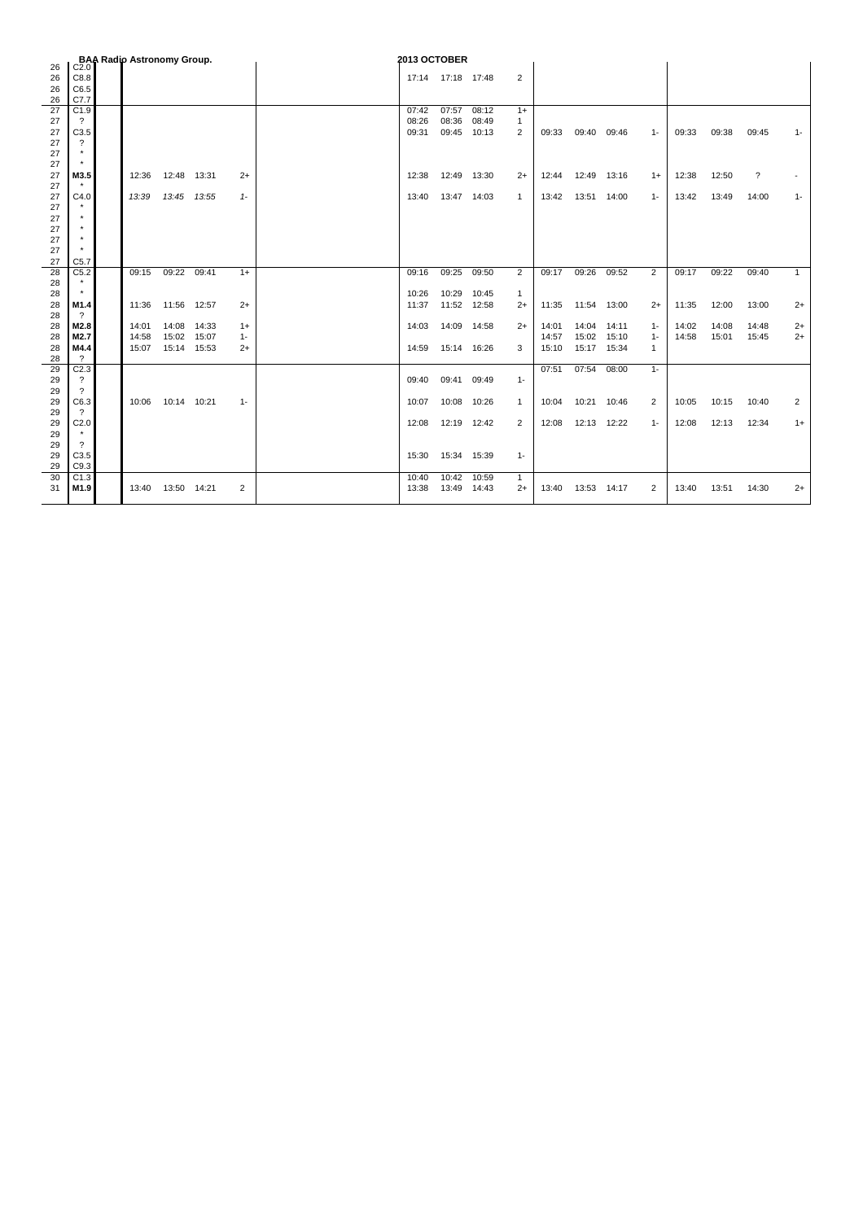**BAA Radio Astronomy Group.** **2013 OCTOBER**

| | | | | | | | | | | | | | | | | | | | |
|---|---|---|---|---|---|---|---|---|---|---|---|---|---|---|---|---|---|---|---|
| 26 | C2.0 | | | | | | | | | | | | | | | | | | |
| 26 | C8.8 | | | | | | | 17:14 | 17:18 | 17:48 | 2 | | | | | | | | |
| 26 | C6.5 | | | | | | | | | | | | | | | | | | |
| 26 | C7.7 | | | | | | | | | | | | | | | | | | |
| 27 | C1.9 | | | | | | | 07:42 | 07:57 | 08:12 | 1+ | | | | | | | | |
| 27 | ? | | | | | | | 08:26 | 08:36 | 08:49 | 1 | | | | | | | | |
| 27 | C3.5 | | | | | | | 09:31 | 09:45 | 10:13 | 2 | 09:33 | 09:40 | 09:46 | 1- | 09:33 | 09:38 | 09:45 | 1- |
| 27 | ? | | | | | | | | | | | | | | | | | | |
| 27 | * | | | | | | | | | | | | | | | | | | |
| 27 | * | | | | | | | | | | | | | | | | | | |
| 27 | **M3.5** | | 12:36 | 12:48 | 13:31 | 2+ | | 12:38 | 12:49 | 13:30 | 2+ | 12:44 | 12:49 | 13:16 | 1+ | 12:38 | 12:50 | ? | - |
| 27 | * | | | | | | | | | | | | | | | | | | |
| 27 | C4.0 | | *13:39* | *13:45* | *13:55* | *1-* | | 13:40 | 13:47 | 14:03 | 1 | 13:42 | 13:51 | 14:00 | 1- | 13:42 | 13:49 | 14:00 | 1- |
| 27 | * | | | | | | | | | | | | | | | | | | |
| 27 | * | | | | | | | | | | | | | | | | | | |
| 27 | * | | | | | | | | | | | | | | | | | | |
| 27 | * | | | | | | | | | | | | | | | | | | |
| 27 | * | | | | | | | | | | | | | | | | | | |
| 27 | C5.7 | | | | | | | | | | | | | | | | | | |
| 28 | C5.2 | | 09:15 | 09:22 | 09:41 | 1+ | | 09:16 | 09:25 | 09:50 | 2 | 09:17 | 09:26 | 09:52 | 2 | 09:17 | 09:22 | 09:40 | 1 |
| 28 | * | | | | | | | | | | | | | | | | | | |
| 28 | * | | | | | | | 10:26 | 10:29 | 10:45 | 1 | | | | | | | | |
| 28 | **M1.4** | | 11:36 | 11:56 | 12:57 | 2+ | | 11:37 | 11:52 | 12:58 | 2+ | 11:35 | 11:54 | 13:00 | 2+ | 11:35 | 12:00 | 13:00 | 2+ |
| 28 | ? | | | | | | | | | | | | | | | | | | |
| 28 | **M2.8** | | 14:01 | 14:08 | 14:33 | 1+ | | 14:03 | 14:09 | 14:58 | 2+ | 14:01 | 14:04 | 14:11 | 1- | 14:02 | 14:08 | 14:48 | 2+ |
| 28 | **M2.7** | | 14:58 | 15:02 | 15:07 | 1- | | | | | | 14:57 | 15:02 | 15:10 | 1- | 14:58 | 15:01 | 15:45 | 2+ |
| 28 | **M4.4** | | 15:07 | 15:14 | 15:53 | 2+ | | 14:59 | 15:14 | 16:26 | 3 | 15:10 | 15:17 | 15:34 | 1 | | | | |
| 28 | ? | | | | | | | | | | | | | | | | | | |
| 29 | C2.3 | | | | | | | | | | | 07:51 | 07:54 | 08:00 | 1- | | | | |
| 29 | ? | | | | | | | 09:40 | 09:41 | 09:49 | 1- | | | | | | | | |
| 29 | ? | | | | | | | | | | | | | | | | | | |
| 29 | C6.3 | | 10:06 | 10:14 | 10:21 | 1- | | 10:07 | 10:08 | 10:26 | 1 | 10:04 | 10:21 | 10:46 | 2 | 10:05 | 10:15 | 10:40 | 2 |
| 29 | ? | | | | | | | | | | | | | | | | | | |
| 29 | C2.0 | | | | | | | 12:08 | 12:19 | 12:42 | 2 | 12:08 | 12:13 | 12:22 | 1- | 12:08 | 12:13 | 12:34 | 1+ |
| 29 | * | | | | | | | | | | | | | | | | | | |
| 29 | ? | | | | | | | | | | | | | | | | | | |
| 29 | C3.5 | | | | | | | 15:30 | 15:34 | 15:39 | 1- | | | | | | | | |
| 29 | C9.3 | | | | | | | | | | | | | | | | | | |
| 30 | C1.3 | | | | | | | 10:40 | 10:42 | 10:59 | 1 | | | | | | | | |
| 31 | **M1.9** | | 13:40 | 13:50 | 14:21 | 2 | | 13:38 | 13:49 | 14:43 | 2+ | 13:40 | 13:53 | 14:17 | 2 | 13:40 | 13:51 | 14:30 | 2+ |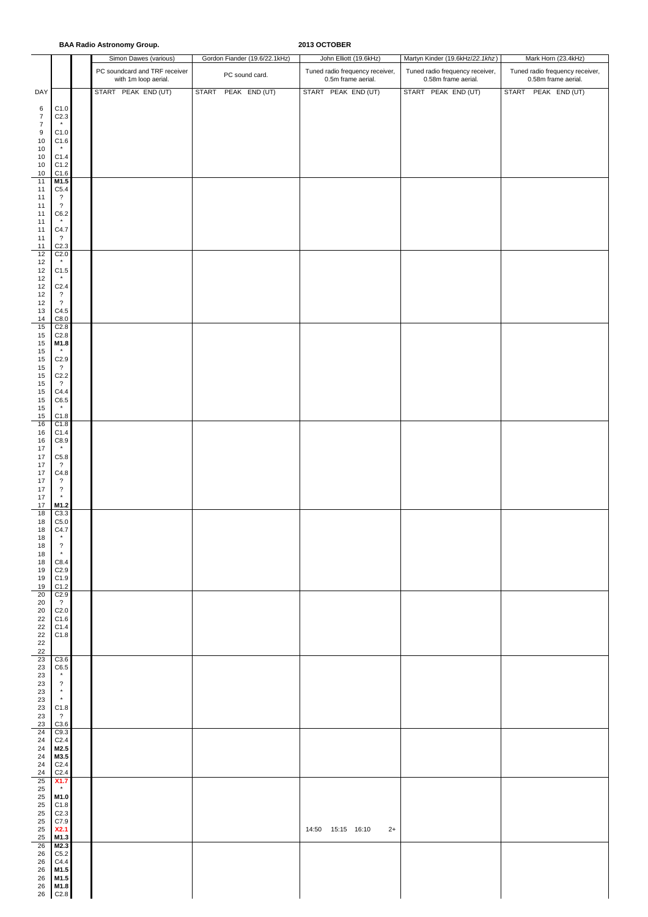**BAA Radio Astronomy Group.**

**2013 OCTOBER**

| DAY | | | Simon Dawes (various) | Gordon Fiander (19.6/22.1kHz) | John Elliott (19.6kHz) | Martyn Kinder (19.6kHz/*22.1khz*) | Mark Horn (23.4kHz) |
|---|---|---|---|---|---|---|---|
| | | | PC soundcard and TRF receiver with 1m loop aerial. | PC sound card. | Tuned radio frequency receiver, 0.5m frame aerial. | Tuned radio frequency receiver, 0.58m frame aerial. | Tuned radio frequency receiver, 0.58m frame aerial. |
| | | | START PEAK END (UT) | START PEAK END (UT) | START PEAK END (UT) | START PEAK END (UT) | START PEAK END (UT) |
| 6 | C1.0 | | | | | | |
| 7 | C2.3 | | | | | | |
| 7 | * | | | | | | |
| 9 | C1.0 | | | | | | |
| 10 | C1.6 | | | | | | |
| 10 | * | | | | | | |
| 10 | C1.4 | | | | | | |
| 10 | C1.2 | | | | | | |
| 10 | C1.6 | | | | | | |
| 11 | **M1.5** | | | | | | |
| 11 | C5.4 | | | | | | |
| 11 | ? | | | | | | |
| 11 | ? | | | | | | |
| 11 | C6.2 | | | | | | |
| 11 | * | | | | | | |
| 11 | C4.7 | | | | | | |
| 11 | ? | | | | | | |
| 11 | C2.3 | | | | | | |
| 12 | C2.0 | | | | | | |
| 12 | * | | | | | | |
| 12 | C1.5 | | | | | | |
| 12 | * | | | | | | |
| 12 | C2.4 | | | | | | |
| 12 | ? | | | | | | |
| 12 | ? | | | | | | |
| 13 | C4.5 | | | | | | |
| 14 | C8.0 | | | | | | |
| 15 | C2.8 | | | | | | |
| 15 | C2.8 | | | | | | |
| 15 | **M1.8** | | | | | | |
| 15 | * | | | | | | |
| 15 | C2.9 | | | | | | |
| 15 | ? | | | | | | |
| 15 | C2.2 | | | | | | |
| 15 | ? | | | | | | |
| 15 | C4.4 | | | | | | |
| 15 | C6.5 | | | | | | |
| 15 | * | | | | | | |
| 15 | C1.8 | | | | | | |
| 16 | C1.8 | | | | | | |
| 16 | C1.4 | | | | | | |
| 16 | C8.9 | | | | | | |
| 17 | * | | | | | | |
| 17 | C5.8 | | | | | | |
| 17 | ? | | | | | | |
| 17 | C4.8 | | | | | | |
| 17 | ? | | | | | | |
| 17 | ? | | | | | | |
| 17 | * | | | | | | |
| 17 | **M1.2** | | | | | | |
| 18 | C3.3 | | | | | | |
| 18 | C5.0 | | | | | | |
| 18 | C4.7 | | | | | | |
| 18 | * | | | | | | |
| 18 | ? | | | | | | |
| 18 | * | | | | | | |
| 18 | C8.4 | | | | | | |
| 19 | C2.9 | | | | | | |
| 19 | C1.9 | | | | | | |
| 19 | C1.2 | | | | | | |
| 20 | C2.9 | | | | | | |
| 20 | ? | | | | | | |
| 20 | C2.0 | | | | | | |
| 22 | C1.6 | | | | | | |
| 22 | C1.4 | | | | | | |
| 22 | C1.8 | | | | | | |
| 22 | | | | | | | |
| 22 | | | | | | | |
| 23 | C3.6 | | | | | | |
| 23 | C6.5 | | | | | | |
| 23 | * | | | | | | |
| 23 | ? | | | | | | |
| 23 | * | | | | | | |
| 23 | * | | | | | | |
| 23 | C1.8 | | | | | | |
| 23 | ? | | | | | | |
| 23 | C3.6 | | | | | | |
| 24 | C9.3 | | | | | | |
| 24 | C2.4 | | | | | | |
| 24 | **M2.5** | | | | | | |
| 24 | **M3.5** | | | | | | |
| 24 | C2.4 | | | | | | |
| 24 | C2.4 | | | | | | |
| 25 | **X1.7** | | | | | | |
| 25 | * | | | | | | |
| 25 | **M1.0** | | | | | | |
| 25 | C1.8 | | | | | | |
| 25 | C2.3 | | | | | | |
| 25 | C7.9 | | | | | | |
| 25 | **X2.1** | | | | 14:50 15:15 16:10 2+ | | |
| 25 | **M1.3** | | | | | | |
| 26 | **M2.3** | | | | | | |
| 26 | C5.2 | | | | | | |
| 26 | C4.4 | | | | | | |
| 26 | **M1.5** | | | | | | |
| 26 | **M1.5** | | | | | | |
| 26 | **M1.8** | | | | | | |
| 26 | C2.8 | | | | | | |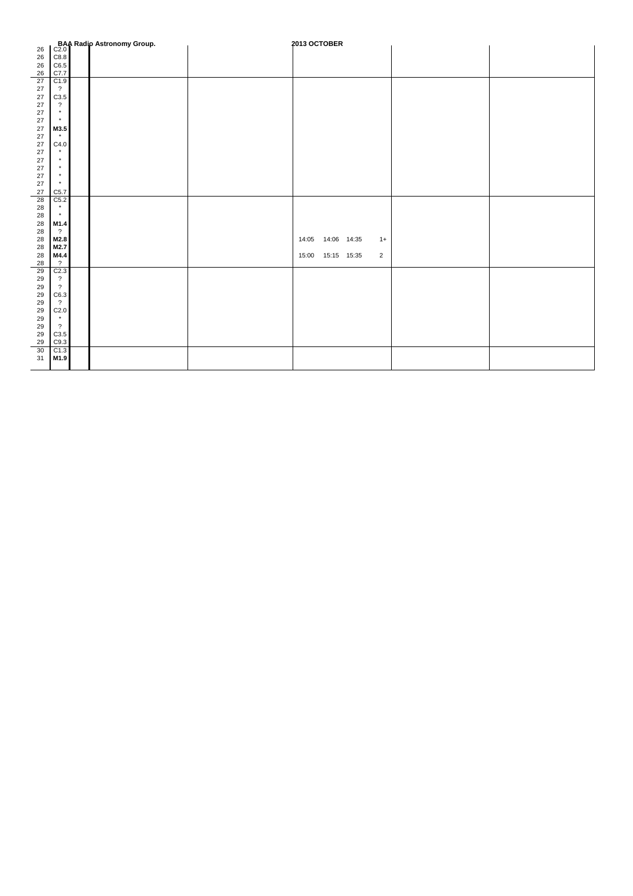**BAA Radio Astronomy Group.** **2013 OCTOBER**

| Day | Class | | | | | | |
|---|---|---|---|---|---|---|---|
| 26 | C2.0 | | | | | | |
| 26 | C8.8 | | | | | | |
| 26 | C6.5 | | | | | | |
| 26 | C7.7 | | | | | | |
| 27 | C1.9 | | | | | | |
| 27 | ? | | | | | | |
| 27 | C3.5 | | | | | | |
| 27 | ? | | | | | | |
| 27 | * | | | | | | |
| 27 | * | | | | | | |
| 27 | **M3.5** | | | | | | |
| 27 | * | | | | | | |
| 27 | C4.0 | | | | | | |
| 27 | * | | | | | | |
| 27 | * | | | | | | |
| 27 | * | | | | | | |
| 27 | * | | | | | | |
| 27 | * | | | | | | |
| 27 | C5.7 | | | | | | |
| 28 | C5.2 | | | | | | |
| 28 | * | | | | | | |
| 28 | * | | | | | | |
| 28 | **M1.4** | | | | | | |
| 28 | ? | | | | | | |
| 28 | **M2.8** | | | | 14:05 14:06 14:35 1+ | | |
| 28 | **M2.7** | | | | | | |
| 28 | **M4.4** | | | | 15:00 15:15 15:35 2 | | |
| 28 | ? | | | | | | |
| 29 | C2.3 | | | | | | |
| 29 | ? | | | | | | |
| 29 | ? | | | | | | |
| 29 | C6.3 | | | | | | |
| 29 | ? | | | | | | |
| 29 | C2.0 | | | | | | |
| 29 | * | | | | | | |
| 29 | ? | | | | | | |
| 29 | C3.5 | | | | | | |
| 29 | C9.3 | | | | | | |
| 30 | C1.3 | | | | | | |
| 31 | **M1.9** | | | | | | |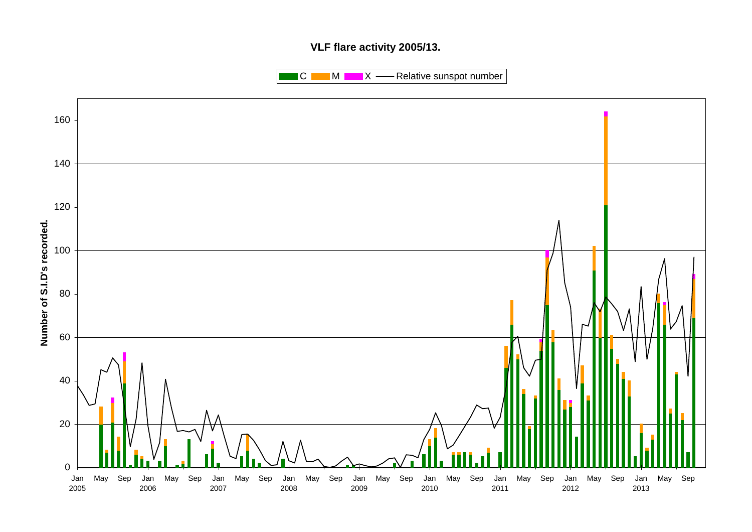**VLF flare activity 2005/13.**

Legend: C, M, X — Relative sunspot number

Y-axis: Number of S.I.D's recorded. (0–160)

X-axis: Jan 2005 – Sep 2013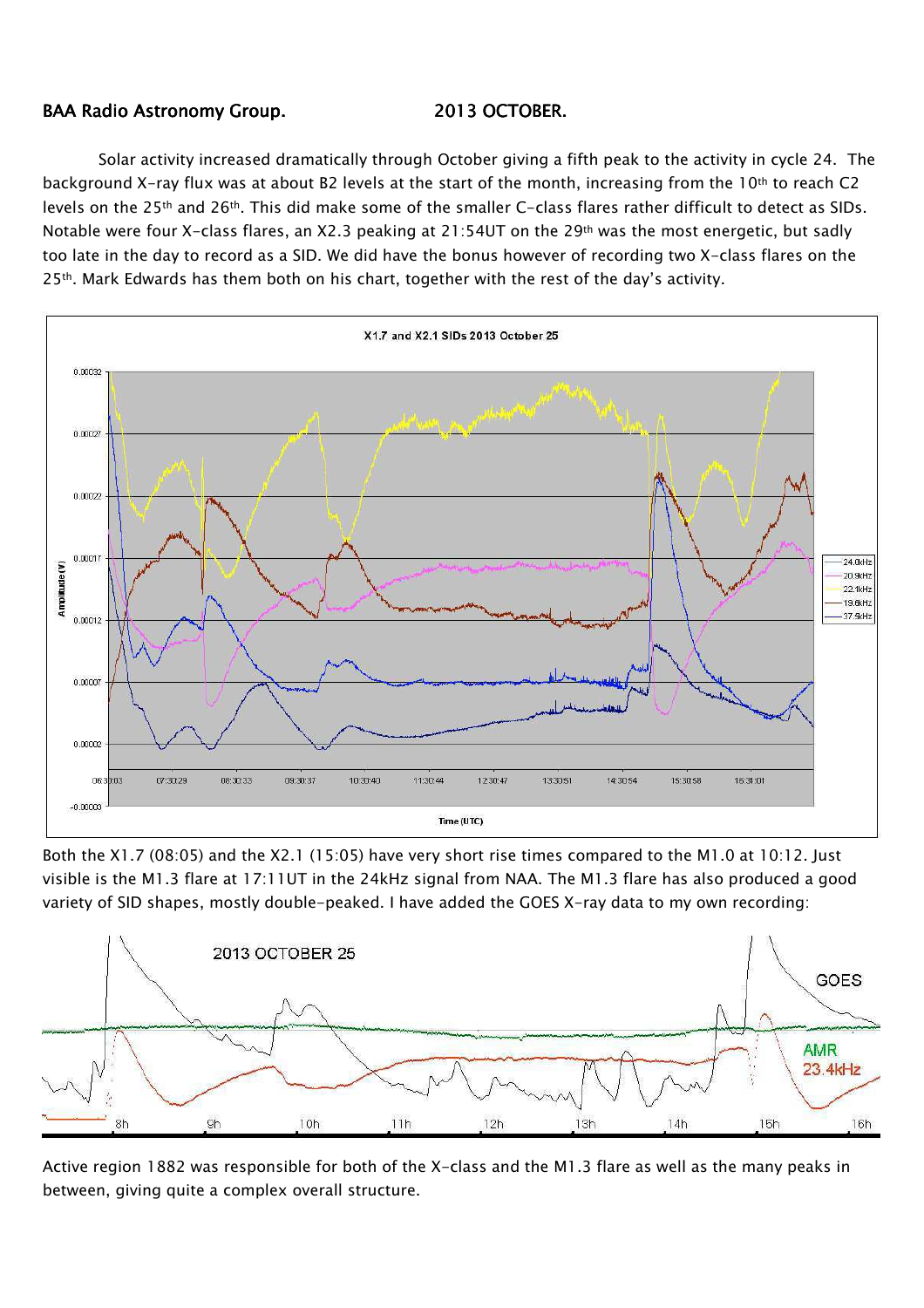## BAA Radio Astronomy Group. 2013 OCTOBER.

Solar activity increased dramatically through October giving a fifth peak to the activity in cycle 24. The background X-ray flux was at about B2 levels at the start of the month, increasing from the 10th to reach C2 levels on the 25th and 26th. This did make some of the smaller C-class flares rather difficult to detect as SIDs. Notable were four X-class flares, an X2.3 peaking at 21:54UT on the 29th was the most energetic, but sadly too late in the day to record as a SID. We did have the bonus however of recording two X-class flares on the 25th. Mark Edwards has them both on his chart, together with the rest of the day's activity.

Both the X1.7 (08:05) and the X2.1 (15:05) have very short rise times compared to the M1.0 at 10:12. Just visible is the M1.3 flare at 17:11UT in the 24kHz signal from NAA. The M1.3 flare has also produced a good variety of SID shapes, mostly double-peaked. I have added the GOES X-ray data to my own recording:

Active region 1882 was responsible for both of the X-class and the M1.3 flare as well as the many peaks in between, giving quite a complex overall structure.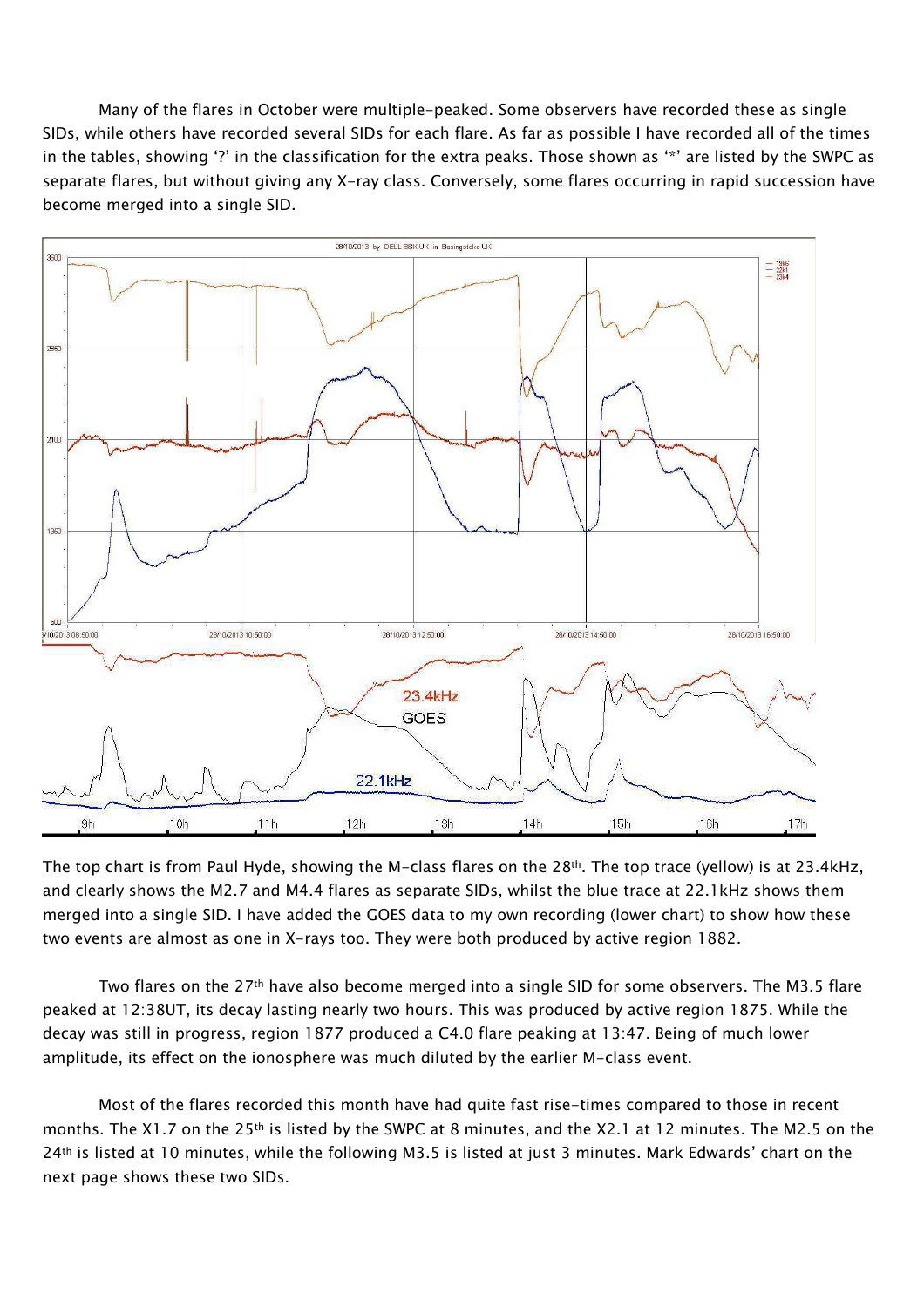Many of the flares in October were multiple-peaked. Some observers have recorded these as single SIDs, while others have recorded several SIDs for each flare. As far as possible I have recorded all of the times in the tables, showing '?' in the classification for the extra peaks. Those shown as '*' are listed by the SWPC as separate flares, but without giving any X-ray class. Conversely, some flares occurring in rapid succession have become merged into a single SID.

The top chart is from Paul Hyde, showing the M-class flares on the 28th. The top trace (yellow) is at 23.4kHz, and clearly shows the M2.7 and M4.4 flares as separate SIDs, whilst the blue trace at 22.1kHz shows them merged into a single SID. I have added the GOES data to my own recording (lower chart) to show how these two events are almost as one in X-rays too. They were both produced by active region 1882.

Two flares on the 27th have also become merged into a single SID for some observers. The M3.5 flare peaked at 12:38UT, its decay lasting nearly two hours. This was produced by active region 1875. While the decay was still in progress, region 1877 produced a C4.0 flare peaking at 13:47. Being of much lower amplitude, its effect on the ionosphere was much diluted by the earlier M-class event.

Most of the flares recorded this month have had quite fast rise-times compared to those in recent months. The X1.7 on the 25th is listed by the SWPC at 8 minutes, and the X2.1 at 12 minutes. The M2.5 on the 24th is listed at 10 minutes, while the following M3.5 is listed at just 3 minutes. Mark Edwards' chart on the next page shows these two SIDs.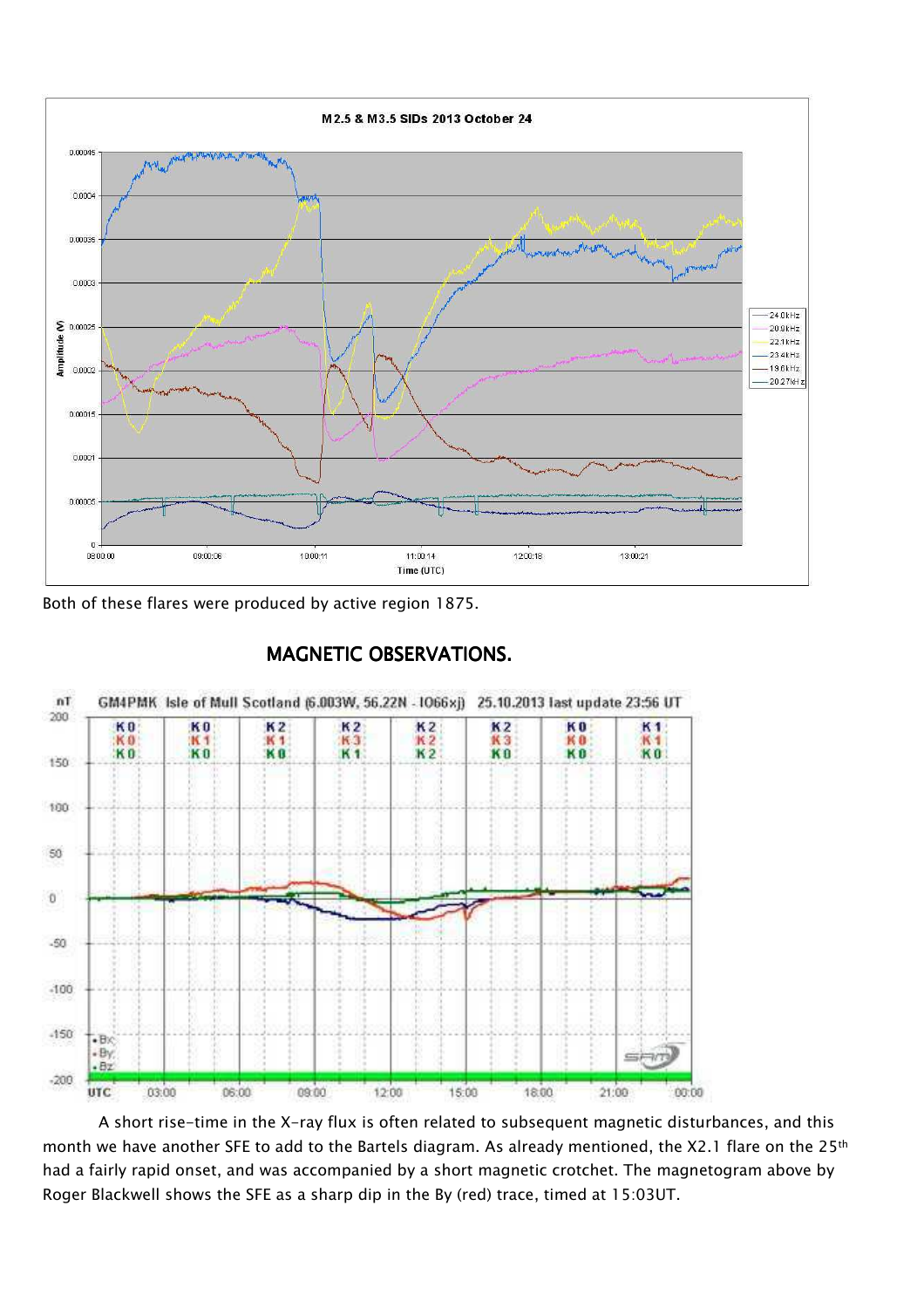Both of these flares were produced by active region 1875.

## MAGNETIC OBSERVATIONS.

A short rise-time in the X-ray flux is often related to subsequent magnetic disturbances, and this month we have another SFE to add to the Bartels diagram. As already mentioned, the X2.1 flare on the 25th had a fairly rapid onset, and was accompanied by a short magnetic crotchet. The magnetogram above by Roger Blackwell shows the SFE as a sharp dip in the By (red) trace, timed at 15:03UT.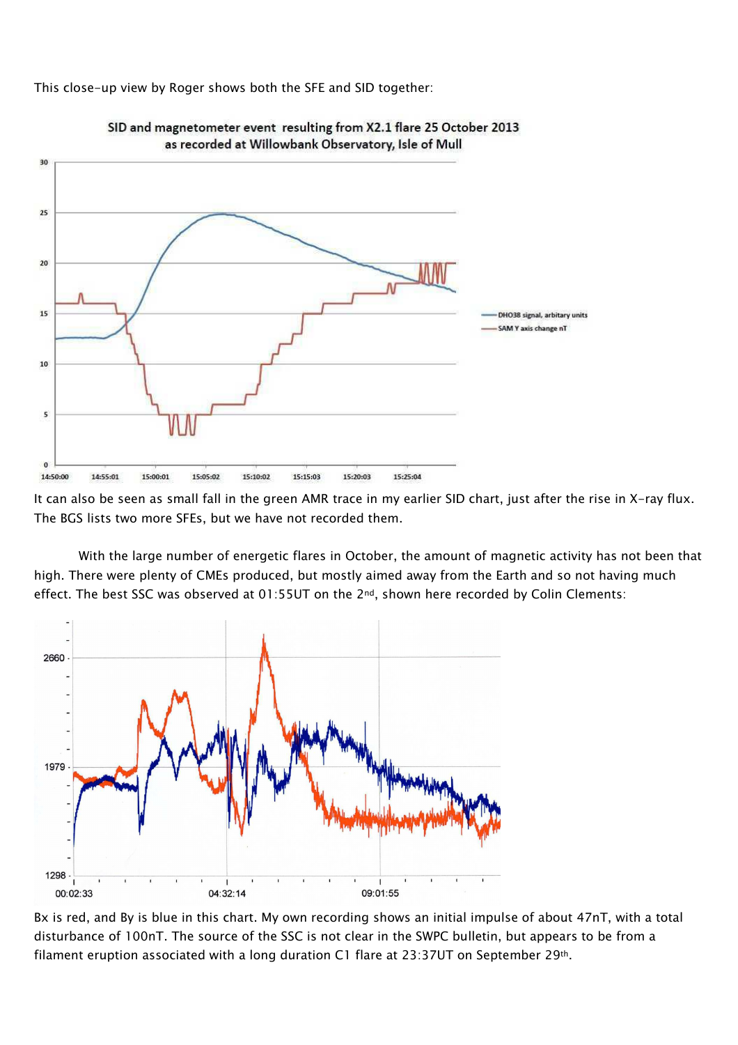This close-up view by Roger shows both the SFE and SID together:

It can also be seen as small fall in the green AMR trace in my earlier SID chart, just after the rise in X-ray flux. The BGS lists two more SFEs, but we have not recorded them.

With the large number of energetic flares in October, the amount of magnetic activity has not been that high. There were plenty of CMEs produced, but mostly aimed away from the Earth and so not having much effect. The best SSC was observed at 01:55UT on the 2nd, shown here recorded by Colin Clements:

Bx is red, and By is blue in this chart. My own recording shows an initial impulse of about 47nT, with a total disturbance of 100nT. The source of the SSC is not clear in the SWPC bulletin, but appears to be from a filament eruption associated with a long duration C1 flare at 23:37UT on September 29th.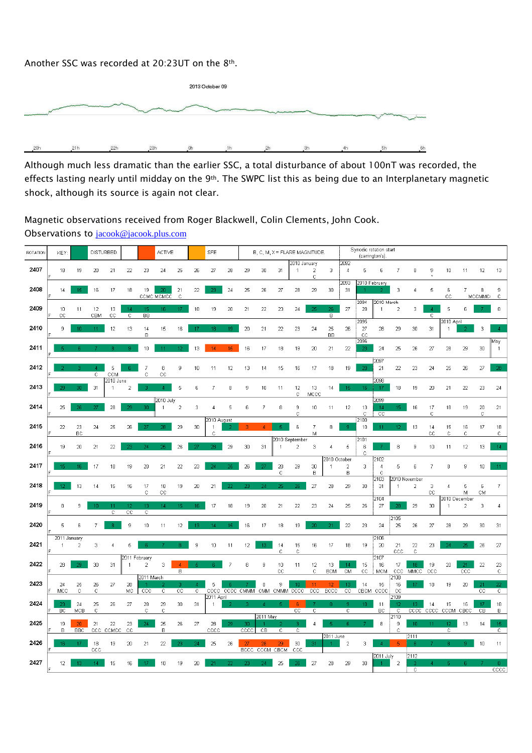Another SSC was recorded at 20:23UT on the 8th.

2013 October 09

20h 21h 22h 23h 0h 1h 2h 3h 4h 5h 6h

Although much less dramatic than the earlier SSC, a total disturbance of about 100nT was recorded, the effects lasting nearly until midday on the 9th. The SWPC list this as being due to an Interplanetary magnetic shock, although its source is again not clear.

Magnetic observations received from Roger Blackwell, Colin Clements, John Cook.
Observations to jacook@jacook.plus.com

| ROTATION | KEY: | | DISTURBED | | ACTIVE | | SFE | | B, C, M, X = FLARE MAGNITUDE | | | | | | | | Synodic rotation start (carrington's) | | | | | | | | | | | |
|---|---|---|---|---|---|---|---|---|---|---|---|---|---|---|---|---|---|---|---|---|---|---|---|---|---|---|---|
| 2407 | 18 | 19 | 20 | 21 | 22 | 23 | 24 | 25 | 26 | 27 | 28 | 29 | 30 | 31 | 2010 January 1 | 2 C | 3 | 2092 4 | 5 | 6 | 7 | 8 | 9 | 10 | 11 | 12 | 13 |
| 2408 | 14 | 15 | 16 | 17 | 18 | 19 CCMC | 20 MCMCC | 21 C | 22 | 23 | 24 | 25 | 26 | 27 | 28 | 29 | 30 | 2093 31 | 2010 February 1 | 2 | 3 | 4 | 5 | 6 CC | 7 | 8 MCCMMC | 9 C |
| 2409 | 10 CC | 11 | 12 CBM | 13 CC | 14 C | 15 BB | 16 | 17 | 18 | 19 | 20 | 21 | 22 | 23 | 24 | 25 | 26 B | 27 | 2094 28 | 2010 March 1 | 2 | 3 | 4 C | 5 | 6 | 7 | 8 |
| 2410 | 9 | 10 | 11 | 12 | 13 | 14 B | 15 | 16 | 17 | 18 | 19 | 20 | 21 | 22 | 23 | 24 | 25 BB | 26 | 2095 27 CC | 28 | 29 | 30 | 31 | 2010 April 1 | 2 | 3 | 4 |
| 2411 | 5 | 6 | 7 | 8 | 9 | 10 | 11 | 12 | 13 | 14 | 15 | 16 | 17 | 18 | 19 | 20 | 21 | 22 | 2096 23 | 24 | 25 | 26 | 27 | 28 | 29 | 30 | May 1 |
| 2412 | 2 | 3 | 4 C | 5 CCM | 6 | 7 C | 8 CC | 9 | 10 | 11 | 12 | 13 | 14 | 15 | 16 | 17 | 18 | 19 | 20 | 2097 21 | 22 | 23 | 24 | 25 | 26 | 27 | 28 |
| 2413 | 29 | 30 | 31 | 2010 June 1 | 2 | 3 | 4 | 5 | 6 | 7 | 8 | 9 | 10 | 11 | 12 C | 13 MCCC | 14 | 15 | 16 | 2098 17 | 18 | 19 | 20 | 21 | 22 | 23 | 24 |
| 2414 | 25 | 26 | 27 | 28 | 29 | 30 | 2010 July 1 | 2 | 3 | 4 | 5 | 6 | 7 | 8 | 9 C | 10 | 11 | 12 | 13 C | 2099 14 CC | 15 | 16 | 17 C | 18 | 19 | 20 C | 21 |
| 2415 | 22 | 23 BC | 24 | 25 | 26 | 27 | 28 | 29 | 30 | 2010 August 1 C | 2 | 3 | 4 | 5 | 6 | 7 M | 8 | 9 | 2100 10 | 11 | 12 | 13 | 14 CC | 15 C | 16 C | 17 | 18 C |
| 2416 | 19 | 20 | 21 | 22 | 23 | 24 | 25 | 26 | 27 | 28 | 29 | 30 | 31 | 2010 September 1 | 2 | 3 | 4 | 5 | 2101 6 C | 7 | 8 | 9 | 10 | 11 | 12 | 13 | 14 |
| 2417 | 15 | 16 | 17 | 18 | 19 | 20 | 21 | 22 | 23 | 24 | 25 | 26 | 27 | 28 C | 29 | 30 B | 2010 October 1 | 2 B | 3 | 2102 4 C | 5 | 6 | 7 | 8 | 9 | 10 | 11 |
| 2418 | 12 | 13 | 14 | 15 | 16 | 17 C | 18 CC | 19 | 20 | 21 | 22 | 23 | 24 | 25 | 26 | 27 | 28 | 29 | 30 | 2103 31 | 2010 November 1 | 2 | 3 CC | 4 | 5 M | 6 CM | 7 |
| 2419 | 8 | 9 | 10 | 11 C | 12 CC | 13 C | 14 | 15 | 16 | 17 | 18 | 19 | 20 | 21 | 22 | 23 | 24 | 25 | 26 | 2104 27 | 28 | 29 | 30 | 2010 December 1 | 2 | 3 | 4 |
| 2420 | 5 | 6 | 7 | 8 | 9 | 10 | 11 | 12 | 13 | 14 | 15 | 16 | 17 | 18 | 19 | 20 | 21 | 22 | 23 | 24 | 2105 25 | 26 | 27 | 28 | 29 | 30 | 31 |
| 2421 | 2011 January 1 | 2 | 3 | 4 | 5 | 6 | 7 | 8 | 9 | 10 | 11 | 12 | 13 | 14 C | 15 C | 16 | 17 | 18 | 19 | 2106 20 | 21 CCC | 22 C | 23 | 24 | 25 | 26 | 27 |
| 2422 | 28 | 29 | 30 | 31 | 2011 February 1 | 2 | 3 | 4 B | 5 | 6 | 7 | 8 | 9 | 10 CC | 11 | 12 C | 13 BCM | 14 CM | 15 CC | 2107 16 MCM | 17 CCC | 18 MMCC | 19 CCC | 20 | 21 CCC | 22 | 23 C |
| 2423 | 24 MCC | 25 C | 26 C | 27 | 28 MC | 2011 March 1 CCC | 2 C | 3 CC | 4 C | 5 CCCC | 6 CCCC | 7 CMMM | 8 CMM | 9 CMMM | 10 CCCC | 11 CCC | 12 BCCC | 13 CC | 14 CBCM | 15 CCCC | 2108 16 CC | 17 | 18 | 19 | 20 | 21 CC | 22 C |
| 2424 | 23 BC | 24 MCB | 25 C | 26 | 27 | 28 C | 29 C | 30 | 31 | 2011 April 1 | 2 | 3 | 4 | 5 | 6 CC | 7 C | 8 | 9 C | 10 | 11 BC | 2109 12 C | 13 CCCC | 14 CCCC | 15 CCCM | 16 CBCC | 17 CB | 18 B |
| 2425 | 19 B | 20 BBC | 21 CCC | 22 CCMCC | 23 CC | 24 | 25 B | 26 | 27 | 28 CCCC | 29 | 30 CCCC | 2011 May 1 CB | 2 C | 3 C | 4 | 5 | 6 | 7 | 8 | 2110 9 C | 10 | 11 | 12 C | 13 | 14 | 15 C |
| 2426 | 16 | 17 | 18 CCC | 19 | 20 | 21 | 22 | 23 | 24 | 25 | 26 | 27 BCCC | 28 CCCM | 29 CBCM | 30 CCC | 31 | 2011 June 1 | 2 | 3 | 4 | 5 | 2111 6 | 7 | 8 | 9 | 10 | 11 |
| 2427 | 12 | 13 | 14 | 15 | 16 | 17 | 18 | 19 | 20 | 21 | 22 | 23 | 24 | 25 | 26 | 27 | 28 | 29 | 30 | 2011 July 1 | 2 | 2112 3 C | 4 | 5 | 6 | 7 | 8 CCCC |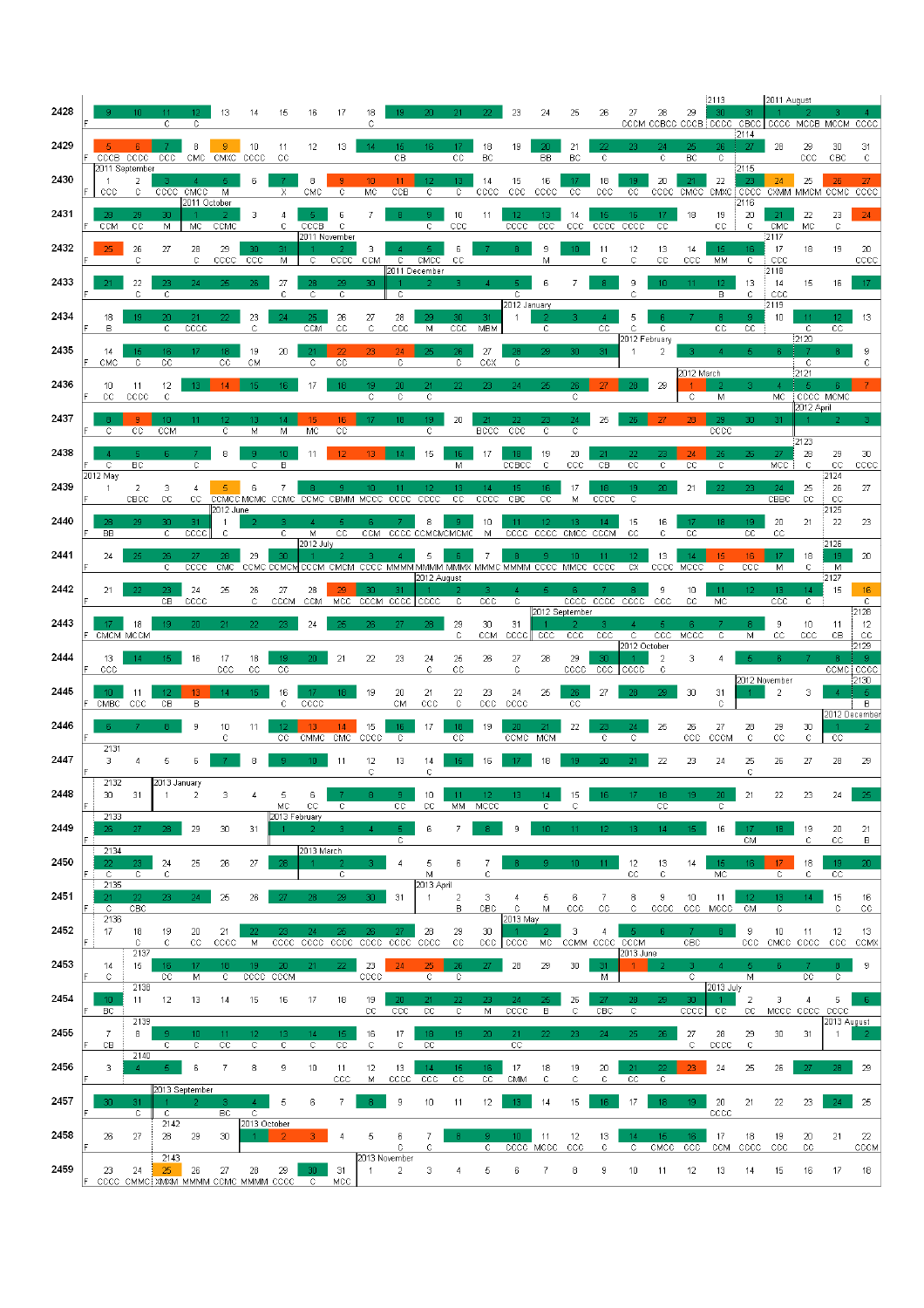2428
9 10 11 12 13 14 15 16 17 18 19 20 21 22 23 24 25 26 27 28 29 2113 30 31 2011 August 1 2 3 4
F C C C CCCM CCBCC CCCB CCCC CBCC CCCC MCCB MCCM CCCC

2429
5 6 7 8 9 10 11 12 13 14 15 16 17 18 19 20 21 22 23 24 25 26 2114 27 28 29 30 31
F CCCB CCCC CCC CMC CMXC CCCC CC CB CC BC BB BC C C BC C CCC CBC C

2430
2011 September 1 2 3 4 5 6 7 8 9 10 11 12 13 14 15 16 17 18 19 20 21 22 2115 23 24 25 26 27
F CCC C CCCC CMCC M X CMC C MC CCB C C CCCC CCC CCCC CC CCC CC CCCC CMCC CMXC CCCC CXMM MMCM CCMC CCCC

2431
28 29 30 2011 October 1 2 3 4 5 6 7 8 9 10 11 12 13 14 15 16 17 18 19 2116 20 21 22 23 24
F CCM CC M MC CCMC C CCCB C C CCC CCCC CCC CCC CCCC CCCC CC CC C CMC MC C

2432
25 26 27 28 29 30 31 2011 November 1 2 3 4 5 6 7 8 9 10 11 12 13 14 15 16 2117 17 18 19 20
F C C CCCC CCC M C CCCC CCM C CMCC CC M C CC CCC MM CC CCC CCCC

2433
21 22 23 24 25 26 27 28 29 30 2011 December 1 2 3 4 5 6 7 8 9 10 11 12 13 2118 14 15 16 17
F C C C C C C C C C B C CCC

2434
18 19 20 21 22 23 24 25 26 27 28 29 30 31 2012 January 1 2 3 4 5 6 7 8 9 2119 10 11 12 13
F B C CCCC C CCM CC C CCC M CCC MBM C CC C CC CC C CC

2435
14 15 16 17 18 19 20 21 22 23 24 25 26 27 28 29 30 31 2012 February 1 2 3 4 5 6 2120 7 8 9
F CMC C CC CC CM C CC C CCX C C C

2436
10 11 12 13 14 15 16 17 18 19 20 21 22 23 24 25 26 27 28 29 2012 March 1 2 3 4 2121 5 6 7
F CC CCCC C C C C C M MC CCCC MCMC

2437
8 9 10 11 12 13 14 15 16 17 18 19 20 21 22 23 24 25 26 27 28 29 30 31 2012 April 1 2 3
F C CC CCM C M M MC CC C BCCC CCC C C CCCC

2438
4 5 6 7 8 9 10 11 12 13 14 15 16 17 18 19 20 21 22 23 24 25 26 27 2123 28 29 30
F C BC C C B M CCBCC CCC C CB CC CC C C MCC C CC CCCC

2439
2012 May 1 2 3 4 5 6 7 8 9 10 11 12 13 14 15 16 17 18 19 20 21 22 23 24 2124 25 26 27
F CBCC CC CC CCMCC MCMC CCMC CCMC CBMM MCCC CCCC CCCC CC CCCC CBC CC M CCCC C CBBC CC CC

2440
28 29 30 31 2012 June 1 2 3 4 5 6 7 8 9 10 11 12 13 14 15 16 17 18 19 20 2125 21 22 23
F BB CC CCCC C C M CC CCM CCCC CCMCMCMC M CCCC CCCC CMCC CCCM CC CC CC CC

2441
24 25 26 27 28 29 30 2012 July 1 2 3 4 5 6 7 8 9 10 11 12 13 14 15 16 17 18 2126 19 20
F C CCCC CMC CCMC CCMCM CCM CMCM CCCC MMMM MMMM MMMX MMMC MMMM CCCC MMCC CCCC CX CCCC MCCC CCC M C M

2442
21 22 23 24 25 26 27 28 29 30 31 2012 August 1 2 3 4 5 6 7 8 9 10 11 12 13 2127 14 15 16
F CB CCCC C CCCM CCM MCC CCCM CCCC CCCC C CCC C CCCC CCCC CCCC CCC CC MC CCC C C

2443
17 18 19 20 21 22 23 24 25 26 27 28 29 30 31 2012 September 1 2 3 4 5 6 7 8 9 10 11 2128 12
F CMCM MCCM C CCM CCCC CCC CCC C CCC MCCC C M CC CCC CB CC

2444
13 14 15 16 17 18 19 20 21 22 23 24 25 26 27 28 29 30 2012 October 1 2 3 4 5 6 7 8 2129 9
F CCC CCC CC CC C CC C C CCCC CCC CCCC C CCMC CCCC

2445
10 11 12 13 14 15 16 17 18 19 20 21 22 23 24 25 26 27 28 29 30 31 2012 November 1 2 3 4 2130 5
F CMBC CCC CB B C CCCC CM CCC CCC CCCC CC C B

2446
6 7 8 9 10 11 12 13 14 15 16 17 18 19 20 21 22 23 24 25 26 27 28 29 30 2012 December 1 2
F C CC CMMC CMC CCCC C CC CCMC MCM C C CCC CCCM C CC C CC

2447
2131 3 4 5 6 7 8 9 10 11 12 13 14 15 16 17 18 19 20 21 22 23 24 25 26 27 28 29
F C C C

2448
2132 30 31 2013 January 1 2 3 4 5 6 7 8 9 10 11 12 13 14 15 16 17 18 19 20 21 22 23 24 25
F MC CC C CC CC MM MCCC C C C

2449
2133 26 27 28 29 30 31 2013 February 1 2 3 4 5 6 7 8 9 10 11 12 13 14 15 16 17 18 19 20 21
F C CM C CC B

2450
2134 22 23 24 25 26 27 28 2013 March 1 2 3 4 5 6 7 8 9 10 11 12 13 14 15 16 17 18 19 20
F C C C C M C CC C MC C C CC

2451
2135 21 22 23 24 25 26 27 28 29 30 31 2013 April 1 2 3 4 5 6 7 8 9 10 11 12 13 14 15 16
F C CBC B CBC C M CCC CC C CCCC CCC MCCC CM C C CC

2452
2136 17 18 19 20 21 22 23 24 25 26 27 28 29 30 2013 May 1 2 3 4 5 6 7 8 9 10 11 12 13
F C C CC CCCC M CCCC CCCC CCCC CCCC CCCC CCCC CCC CCC CCCC MC C CCMM CCCC CCCM CBC CCC CMCC CCCC CCC CCMX

2453
14 15 2137 16 17 18 19 20 21 22 23 24 25 26 27 28 29 30 31 2013 June 1 2 3 4 5 6 7 8 9
F C CC CC M C CCCC CCCM CCCC C C C M C M C C

2454
2138 10 11 12 13 14 15 16 17 18 19 20 21 22 23 24 25 26 27 28 29 30 2013 July 1 2 3 4 5 6
F BC CC CCC CC C M CCCC B C CBC C CCCC CC CC MCCC CCCC CCCC

2455
7 8 2139 9 10 11 12 13 14 15 16 17 18 19 20 21 22 23 24 25 26 27 28 29 30 31 2013 August 1 2
F CB C C CC C CC C C CC CC CC CCCC C

2456
3 2140 4 5 6 7 8 9 10 11 12 13 14 15 16 17 18 19 20 21 22 23 24 25 26 27 28 29
F C CCC M CCCC CCC CC CC CMM C C CC C

2457
30 31 2013 September 1 2 3 4 5 6 7 8 9 10 11 12 13 14 15 16 17 18 19 20 21 22 23 24 25
F C C BC C C CCCC

2458
26 27 2142 28 29 30 2013 October 1 2 3 4 5 6 7 8 9 10 11 12 13 14 15 16 17 18 19 20 21 22
F C C C C C CCCC MCCC CCC C C CMCC CCC CCM CCCC CCC CC CCCM

2459
23 24 2143 25 26 27 28 29 30 31 2013 November 1 2 3 4 5 6 7 8 9 10 11 12 13 14 15 16 17 18
F CCCC CMMC XMXM MMMM CCMC MMMM CCCC C MCC